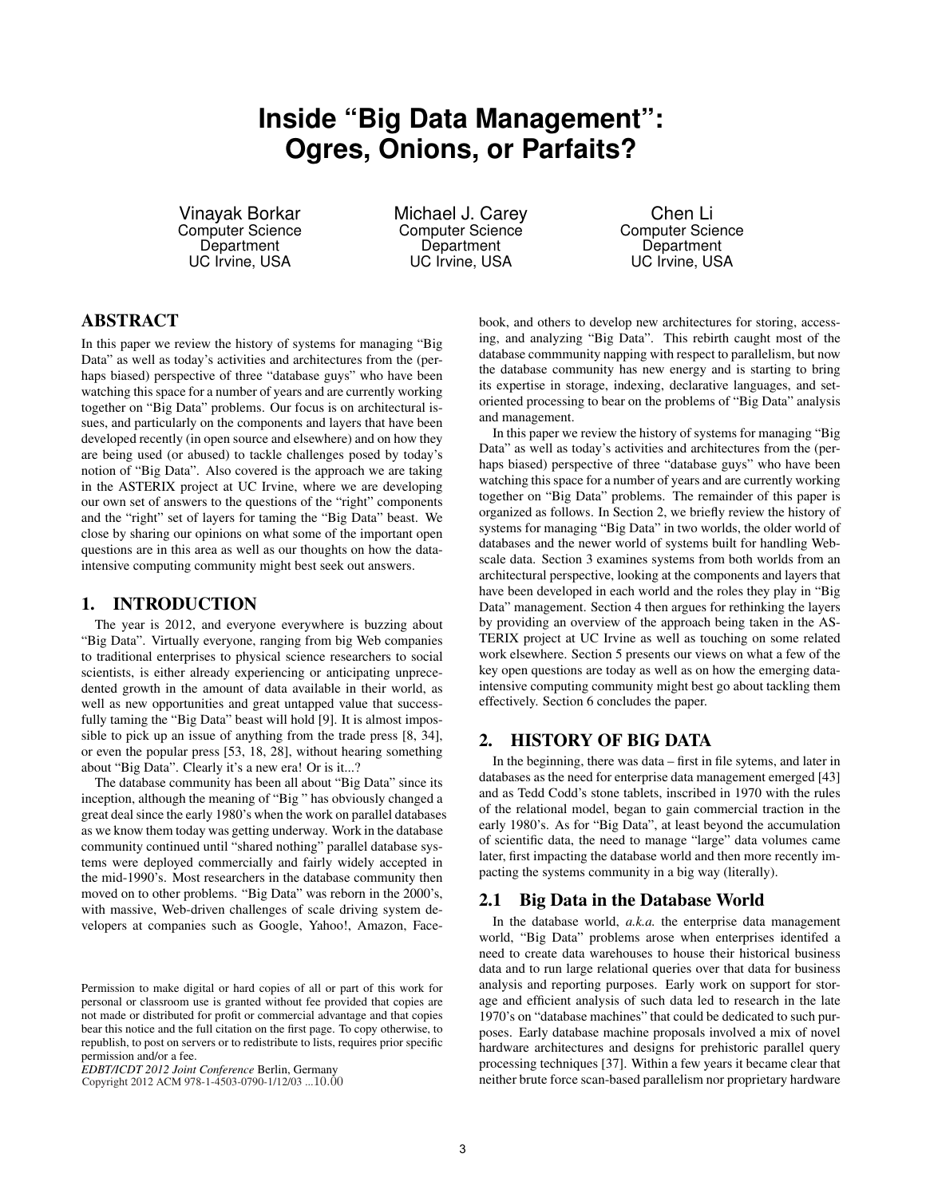# Inside “Big Data Management”: Ogres, Onions, or Parfaits?

Vinayak Borkar
Computer Science Department
UC Irvine, USA

Michael J. Carey
Computer Science Department
UC Irvine, USA

Chen Li
Computer Science Department
UC Irvine, USA

## ABSTRACT

In this paper we review the history of systems for managing “Big Data” as well as today’s activities and architectures from the (perhaps biased) perspective of three “database guys” who have been watching this space for a number of years and are currently working together on “Big Data” problems. Our focus is on architectural issues, and particularly on the components and layers that have been developed recently (in open source and elsewhere) and on how they are being used (or abused) to tackle challenges posed by today’s notion of “Big Data”. Also covered is the approach we are taking in the ASTERIX project at UC Irvine, where we are developing our own set of answers to the questions of the “right” components and the “right” set of layers for taming the “Big Data” beast. We close by sharing our opinions on what some of the important open questions are in this area as well as our thoughts on how the data-intensive computing community might best seek out answers.

## 1. INTRODUCTION

The year is 2012, and everyone everywhere is buzzing about “Big Data”. Virtually everyone, ranging from big Web companies to traditional enterprises to physical science researchers to social scientists, is either already experiencing or anticipating unprecedented growth in the amount of data available in their world, as well as new opportunities and great untapped value that successfully taming the “Big Data” beast will hold [9]. It is almost impossible to pick up an issue of anything from the trade press [8, 34], or even the popular press [53, 18, 28], without hearing something about “Big Data”. Clearly it’s a new era! Or is it...?

The database community has been all about “Big Data” since its inception, although the meaning of “Big ” has obviously changed a great deal since the early 1980’s when the work on parallel databases as we know them today was getting underway. Work in the database community continued until “shared nothing” parallel database systems were deployed commercially and fairly widely accepted in the mid-1990’s. Most researchers in the database community then moved on to other problems. “Big Data” was reborn in the 2000’s, with massive, Web-driven challenges of scale driving system developers at companies such as Google, Yahoo!, Amazon, Facebook, and others to develop new architectures for storing, accessing, and analyzing “Big Data”. This rebirth caught most of the database commmunity napping with respect to parallelism, but now the database community has new energy and is starting to bring its expertise in storage, indexing, declarative languages, and set-oriented processing to bear on the problems of “Big Data” analysis and management.

In this paper we review the history of systems for managing “Big Data” as well as today’s activities and architectures from the (perhaps biased) perspective of three “database guys” who have been watching this space for a number of years and are currently working together on “Big Data” problems. The remainder of this paper is organized as follows. In Section 2, we briefly review the history of systems for managing “Big Data” in two worlds, the older world of databases and the newer world of systems built for handling Web-scale data. Section 3 examines systems from both worlds from an architectural perspective, looking at the components and layers that have been developed in each world and the roles they play in “Big Data” management. Section 4 then argues for rethinking the layers by providing an overview of the approach being taken in the ASTERIX project at UC Irvine as well as touching on some related work elsewhere. Section 5 presents our views on what a few of the key open questions are today as well as on how the emerging data-intensive computing community might best go about tackling them effectively. Section 6 concludes the paper.

## 2. HISTORY OF BIG DATA

In the beginning, there was data – first in file sytems, and later in databases as the need for enterprise data management emerged [43] and as Tedd Codd’s stone tablets, inscribed in 1970 with the rules of the relational model, began to gain commercial traction in the early 1980’s. As for “Big Data”, at least beyond the accumulation of scientific data, the need to manage “large” data volumes came later, first impacting the database world and then more recently impacting the systems community in a big way (literally).

### 2.1 Big Data in the Database World

In the database world, *a.k.a.* the enterprise data management world, “Big Data” problems arose when enterprises identifed a need to create data warehouses to house their historical business data and to run large relational queries over that data for business analysis and reporting purposes. Early work on support for storage and efficient analysis of such data led to research in the late 1970’s on “database machines” that could be dedicated to such purposes. Early database machine proposals involved a mix of novel hardware architectures and designs for prehistoric parallel query processing techniques [37]. Within a few years it became clear that neither brute force scan-based parallelism nor proprietary hardware

Permission to make digital or hard copies of all or part of this work for personal or classroom use is granted without fee provided that copies are not made or distributed for profit or commercial advantage and that copies bear this notice and the full citation on the first page. To copy otherwise, to republish, to post on servers or to redistribute to lists, requires prior specific permission and/or a fee.
*EDBT/ICDT 2012 Joint Conference* Berlin, Germany
Copyright 2012 ACM 978-1-4503-0790-1/12/03 ...10.00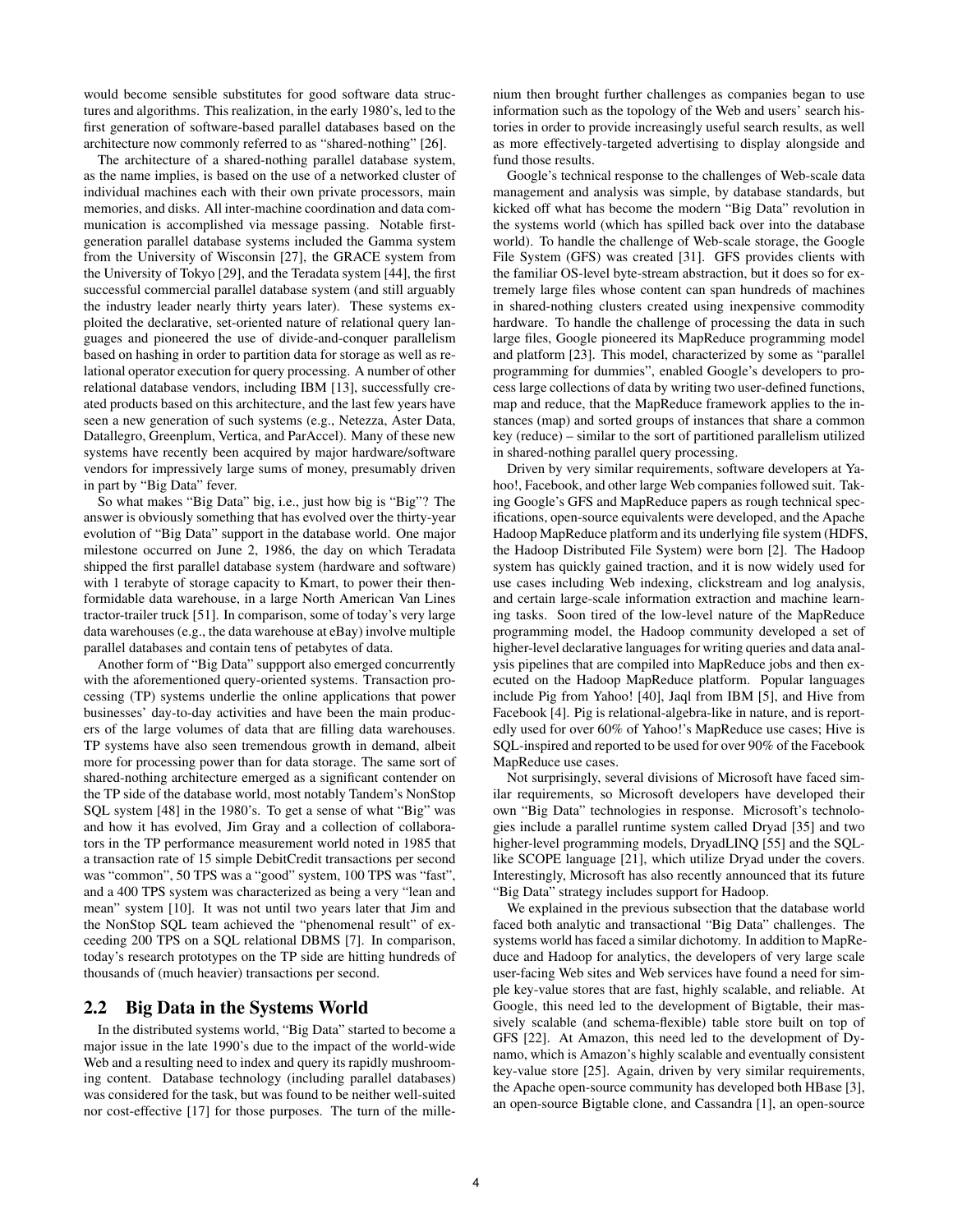would become sensible substitutes for good software data structures and algorithms. This realization, in the early 1980's, led to the first generation of software-based parallel databases based on the architecture now commonly referred to as "shared-nothing" [26].

The architecture of a shared-nothing parallel database system, as the name implies, is based on the use of a networked cluster of individual machines each with their own private processors, main memories, and disks. All inter-machine coordination and data communication is accomplished via message passing. Notable first-generation parallel database systems included the Gamma system from the University of Wisconsin [27], the GRACE system from the University of Tokyo [29], and the Teradata system [44], the first successful commercial parallel database system (and still arguably the industry leader nearly thirty years later). These systems exploited the declarative, set-oriented nature of relational query languages and pioneered the use of divide-and-conquer parallelism based on hashing in order to partition data for storage as well as relational operator execution for query processing. A number of other relational database vendors, including IBM [13], successfully created products based on this architecture, and the last few years have seen a new generation of such systems (e.g., Netezza, Aster Data, Datallegro, Greenplum, Vertica, and ParAccel). Many of these new systems have recently been acquired by major hardware/software vendors for impressively large sums of money, presumably driven in part by "Big Data" fever.

So what makes "Big Data" big, i.e., just how big is "Big"? The answer is obviously something that has evolved over the thirty-year evolution of "Big Data" support in the database world. One major milestone occurred on June 2, 1986, the day on which Teradata shipped the first parallel database system (hardware and software) with 1 terabyte of storage capacity to Kmart, to power their then-formidable data warehouse, in a large North American Van Lines tractor-trailer truck [51]. In comparison, some of today's very large data warehouses (e.g., the data warehouse at eBay) involve multiple parallel databases and contain tens of petabytes of data.

Another form of "Big Data" suppport also emerged concurrently with the aforementioned query-oriented systems. Transaction processing (TP) systems underlie the online applications that power businesses' day-to-day activities and have been the main producers of the large volumes of data that are filling data warehouses. TP systems have also seen tremendous growth in demand, albeit more for processing power than for data storage. The same sort of shared-nothing architecture emerged as a significant contender on the TP side of the database world, most notably Tandem's NonStop SQL system [48] in the 1980's. To get a sense of what "Big" was and how it has evolved, Jim Gray and a collection of collaborators in the TP performance measurement world noted in 1985 that a transaction rate of 15 simple DebitCredit transactions per second was "common", 50 TPS was a "good" system, 100 TPS was "fast", and a 400 TPS system was characterized as being a very "lean and mean" system [10]. It was not until two years later that Jim and the NonStop SQL team achieved the "phenomenal result" of exceeding 200 TPS on a SQL relational DBMS [7]. In comparison, today's research prototypes on the TP side are hitting hundreds of thousands of (much heavier) transactions per second.

## 2.2 Big Data in the Systems World

In the distributed systems world, "Big Data" started to become a major issue in the late 1990's due to the impact of the world-wide Web and a resulting need to index and query its rapidly mushrooming content. Database technology (including parallel databases) was considered for the task, but was found to be neither well-suited nor cost-effective [17] for those purposes. The turn of the millenium then brought further challenges as companies began to use information such as the topology of the Web and users' search histories in order to provide increasingly useful search results, as well as more effectively-targeted advertising to display alongside and fund those results.

Google's technical response to the challenges of Web-scale data management and analysis was simple, by database standards, but kicked off what has become the modern "Big Data" revolution in the systems world (which has spilled back over into the database world). To handle the challenge of Web-scale storage, the Google File System (GFS) was created [31]. GFS provides clients with the familiar OS-level byte-stream abstraction, but it does so for extremely large files whose content can span hundreds of machines in shared-nothing clusters created using inexpensive commodity hardware. To handle the challenge of processing the data in such large files, Google pioneered its MapReduce programming model and platform [23]. This model, characterized by some as "parallel programming for dummies", enabled Google's developers to process large collections of data by writing two user-defined functions, map and reduce, that the MapReduce framework applies to the instances (map) and sorted groups of instances that share a common key (reduce) – similar to the sort of partitioned parallelism utilized in shared-nothing parallel query processing.

Driven by very similar requirements, software developers at Yahoo!, Facebook, and other large Web companies followed suit. Taking Google's GFS and MapReduce papers as rough technical specifications, open-source equivalents were developed, and the Apache Hadoop MapReduce platform and its underlying file system (HDFS, the Hadoop Distributed File System) were born [2]. The Hadoop system has quickly gained traction, and it is now widely used for use cases including Web indexing, clickstream and log analysis, and certain large-scale information extraction and machine learning tasks. Soon tired of the low-level nature of the MapReduce programming model, the Hadoop community developed a set of higher-level declarative languages for writing queries and data analysis pipelines that are compiled into MapReduce jobs and then executed on the Hadoop MapReduce platform. Popular languages include Pig from Yahoo! [40], Jaql from IBM [5], and Hive from Facebook [4]. Pig is relational-algebra-like in nature, and is reportedly used for over 60% of Yahoo!'s MapReduce use cases; Hive is SQL-inspired and reported to be used for over 90% of the Facebook MapReduce use cases.

Not surprisingly, several divisions of Microsoft have faced similar requirements, so Microsoft developers have developed their own "Big Data" technologies in response. Microsoft's technologies include a parallel runtime system called Dryad [35] and two higher-level programming models, DryadLINQ [55] and the SQL-like SCOPE language [21], which utilize Dryad under the covers. Interestingly, Microsoft has also recently announced that its future "Big Data" strategy includes support for Hadoop.

We explained in the previous subsection that the database world faced both analytic and transactional "Big Data" challenges. The systems world has faced a similar dichotomy. In addition to MapReduce and Hadoop for analytics, the developers of very large scale user-facing Web sites and Web services have found a need for simple key-value stores that are fast, highly scalable, and reliable. At Google, this need led to the development of Bigtable, their massively scalable (and schema-flexible) table store built on top of GFS [22]. At Amazon, this need led to the development of Dynamo, which is Amazon's highly scalable and eventually consistent key-value store [25]. Again, driven by very similar requirements, the Apache open-source community has developed both HBase [3], an open-source Bigtable clone, and Cassandra [1], an open-source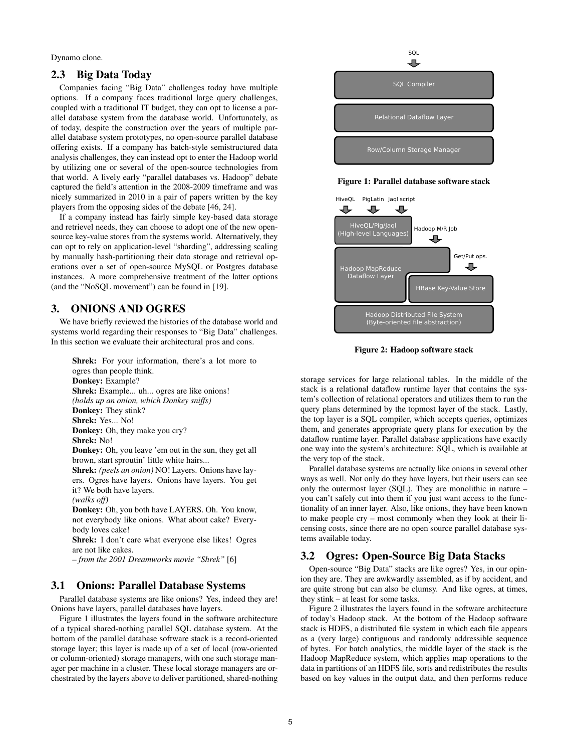Dynamo clone.

## 2.3 Big Data Today

Companies facing "Big Data" challenges today have multiple options. If a company faces traditional large query challenges, coupled with a traditional IT budget, they can opt to license a parallel database system from the database world. Unfortunately, as of today, despite the construction over the years of multiple parallel database system prototypes, no open-source parallel database offering exists. If a company has batch-style semistructured data analysis challenges, they can instead opt to enter the Hadoop world by utilizing one or several of the open-source technologies from that world. A lively early "parallel databases vs. Hadoop" debate captured the field's attention in the 2008-2009 timeframe and was nicely summarized in 2010 in a pair of papers written by the key players from the opposing sides of the debate [46, 24].

If a company instead has fairly simple key-based data storage and retrieval needs, they can choose to adopt one of the new open-source key-value stores from the systems world. Alternatively, they can opt to rely on application-level "sharding", addressing scaling by manually hash-partitioning their data storage and retrieval operations over a set of open-source MySQL or Postgres database instances. A more comprehensive treatment of the latter options (and the "NoSQL movement") can be found in [19].

# 3. ONIONS AND OGRES

We have briefly reviewed the histories of the database world and systems world regarding their responses to "Big Data" challenges. In this section we evaluate their architectural pros and cons.

> **Shrek:** For your information, there's a lot more to ogres than people think.
> **Donkey:** Example?
> **Shrek:** Example... uh... ogres are like onions!
> *(holds up an onion, which Donkey sniffs)*
> **Donkey:** They stink?
> **Shrek:** Yes... No!
> **Donkey:** Oh, they make you cry?
> **Shrek:** No!
> **Donkey:** Oh, you leave 'em out in the sun, they get all brown, start sproutin' little white hairs...
> **Shrek:** *(peels an onion)* NO! Layers. Onions have layers. Ogres have layers. Onions have layers. You get it? We both have layers.
> *(walks off)*
> **Donkey:** Oh, you both have LAYERS. Oh. You know, not everybody like onions. What about cake? Everybody loves cake!
> **Shrek:** I don't care what everyone else likes! Ogres are not like cakes.
> *– from the 2001 Dreamworks movie "Shrek"* [6]

## 3.1 Onions: Parallel Database Systems

Parallel database systems are like onions? Yes, indeed they are! Onions have layers, parallel databases have layers.

Figure 1 illustrates the layers found in the software architecture of a typical shared-nothing parallel SQL database system. At the bottom of the parallel database software stack is a record-oriented storage layer; this layer is made up of a set of local (row-oriented or column-oriented) storage managers, with one such storage manager per machine in a cluster. These local storage managers are orchestrated by the layers above to deliver partitioned, shared-nothing storage services for large relational tables. In the middle of the stack is a relational dataflow runtime layer that contains the system's collection of relational operators and utilizes them to run the query plans determined by the topmost layer of the stack. Lastly, the top layer is a SQL compiler, which accepts queries, optimizes them, and generates appropriate query plans for execution by the dataflow runtime layer. Parallel database applications have exactly one way into the system's architecture: SQL, which is available at the very top of the stack.

SQL

SQL Compiler

Relational Dataflow Layer

Row/Column Storage Manager

**Figure 1: Parallel database software stack**

HiveQL PigLatin Jaql script

HiveQL/Pig/Jaql (High-level Languages)

Hadoop M/R Job

Hadoop MapReduce Dataflow Layer

Get/Put ops.

HBase Key-Value Store

Hadoop Distributed File System (Byte-oriented file abstraction)

**Figure 2: Hadoop software stack**

Parallel database systems are actually like onions in several other ways as well. Not only do they have layers, but their users can see only the outermost layer (SQL). They are monolithic in nature – you can't safely cut into them if you just want access to the functionality of an inner layer. Also, like onions, they have been known to make people cry – most commonly when they look at their licensing costs, since there are no open source parallel database systems available today.

## 3.2 Ogres: Open-Source Big Data Stacks

Open-source "Big Data" stacks are like ogres? Yes, in our opinion they are. They are awkwardly assembled, as if by accident, and are quite strong but can also be clumsy. And like ogres, at times, they stink – at least for some tasks.

Figure 2 illustrates the layers found in the software architecture of today's Hadoop stack. At the bottom of the Hadoop software stack is HDFS, a distributed file system in which each file appears as a (very large) contiguous and randomly addressible sequence of bytes. For batch analytics, the middle layer of the stack is the Hadoop MapReduce system, which applies map operations to the data in partitions of an HDFS file, sorts and redistributes the results based on key values in the output data, and then performs reduce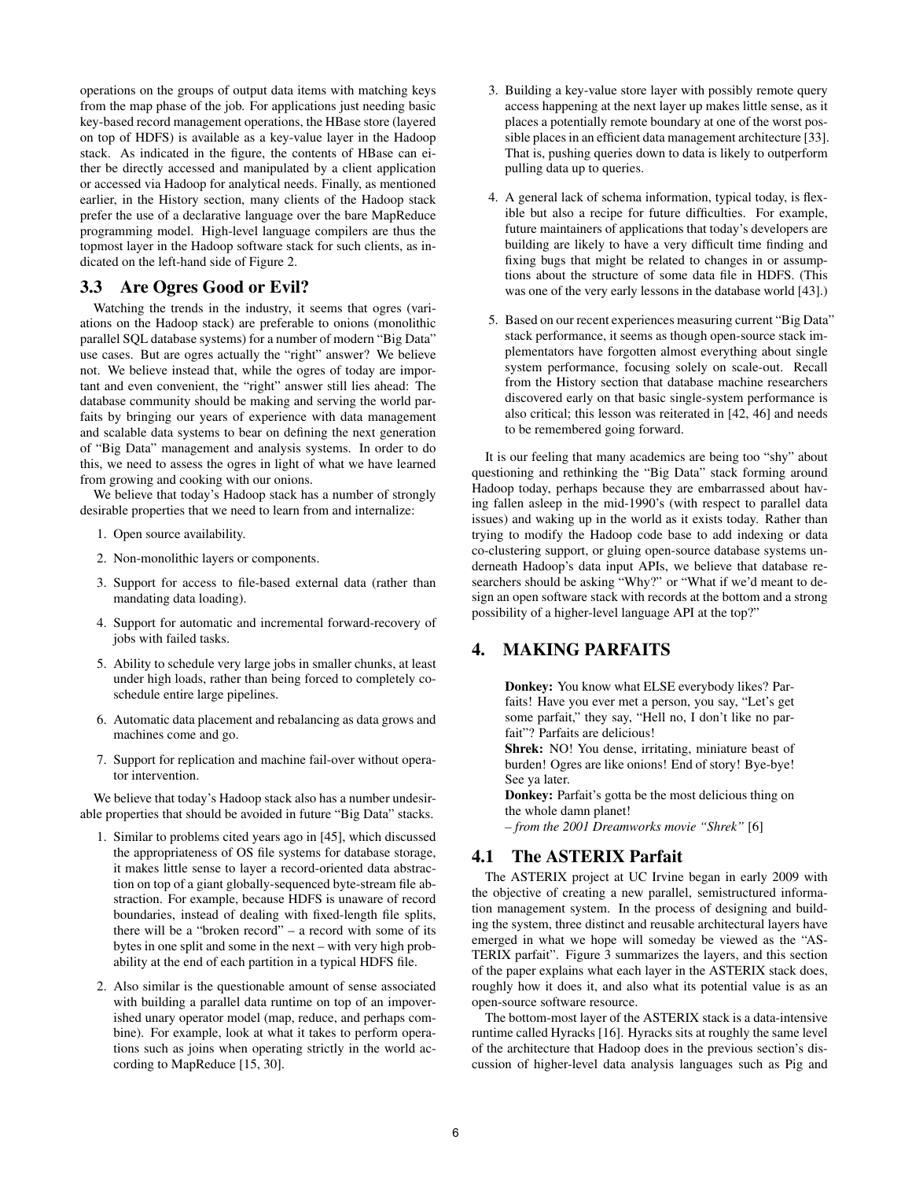operations on the groups of output data items with matching keys from the map phase of the job. For applications just needing basic key-based record management operations, the HBase store (layered on top of HDFS) is available as a key-value layer in the Hadoop stack. As indicated in the figure, the contents of HBase can either be directly accessed and manipulated by a client application or accessed via Hadoop for analytical needs. Finally, as mentioned earlier, in the History section, many clients of the Hadoop stack prefer the use of a declarative language over the bare MapReduce programming model. High-level language compilers are thus the topmost layer in the Hadoop software stack for such clients, as indicated on the left-hand side of Figure 2.

## 3.3 Are Ogres Good or Evil?

Watching the trends in the industry, it seems that ogres (variations on the Hadoop stack) are preferable to onions (monolithic parallel SQL database systems) for a number of modern "Big Data" use cases. But are ogres actually the "right" answer? We believe not. We believe instead that, while the ogres of today are important and even convenient, the "right" answer still lies ahead: The database community should be making and serving the world parfaits by bringing our years of experience with data management and scalable data systems to bear on defining the next generation of "Big Data" management and analysis systems. In order to do this, we need to assess the ogres in light of what we have learned from growing and cooking with our onions.

We believe that today's Hadoop stack has a number of strongly desirable properties that we need to learn from and internalize:

1. Open source availability.
2. Non-monolithic layers or components.
3. Support for access to file-based external data (rather than mandating data loading).
4. Support for automatic and incremental forward-recovery of jobs with failed tasks.
5. Ability to schedule very large jobs in smaller chunks, at least under high loads, rather than being forced to completely co-schedule entire large pipelines.
6. Automatic data placement and rebalancing as data grows and machines come and go.
7. Support for replication and machine fail-over without operator intervention.

We believe that today's Hadoop stack also has a number undesirable properties that should be avoided in future "Big Data" stacks.

1. Similar to problems cited years ago in [45], which discussed the appropriateness of OS file systems for database storage, it makes little sense to layer a record-oriented data abstraction on top of a giant globally-sequenced byte-stream file abstraction. For example, because HDFS is unaware of record boundaries, instead of dealing with fixed-length file splits, there will be a "broken record" – a record with some of its bytes in one split and some in the next – with very high probability at the end of each partition in a typical HDFS file.
2. Also similar is the questionable amount of sense associated with building a parallel data runtime on top of an impoverished unary operator model (map, reduce, and perhaps combine). For example, look at what it takes to perform operations such as joins when operating strictly in the world according to MapReduce [15, 30].
3. Building a key-value store layer with possibly remote query access happening at the next layer up makes little sense, as it places a potentially remote boundary at one of the worst possible places in an efficient data management architecture [33]. That is, pushing queries down to data is likely to outperform pulling data up to queries.
4. A general lack of schema information, typical today, is flexible but also a recipe for future difficulties. For example, future maintainers of applications that today's developers are building are likely to have a very difficult time finding and fixing bugs that might be related to changes in or assumptions about the structure of some data file in HDFS. (This was one of the very early lessons in the database world [43].)
5. Based on our recent experiences measuring current "Big Data" stack performance, it seems as though open-source stack implementators have forgotten almost everything about single system performance, focusing solely on scale-out. Recall from the History section that database machine researchers discovered early on that basic single-system performance is also critical; this lesson was reiterated in [42, 46] and needs to be remembered going forward.

It is our feeling that many academics are being too "shy" about questioning and rethinking the "Big Data" stack forming around Hadoop today, perhaps because they are embarrassed about having fallen asleep in the mid-1990's (with respect to parallel data issues) and waking up in the world as it exists today. Rather than trying to modify the Hadoop code base to add indexing or data co-clustering support, or gluing open-source database systems underneath Hadoop's data input APIs, we believe that database researchers should be asking "Why?" or "What if we'd meant to design an open software stack with records at the bottom and a strong possibility of a higher-level language API at the top?"

# 4. MAKING PARFAITS

> **Donkey:** You know what ELSE everybody likes? Parfaits! Have you ever met a person, you say, "Let's get some parfait," they say, "Hell no, I don't like no parfait"? Parfaits are delicious!
> **Shrek:** NO! You dense, irritating, miniature beast of burden! Ogres are like onions! End of story! Bye-bye! See ya later.
> **Donkey:** Parfait's gotta be the most delicious thing on the whole damn planet!
> *– from the 2001 Dreamworks movie "Shrek"* [6]

## 4.1 The ASTERIX Parfait

The ASTERIX project at UC Irvine began in early 2009 with the objective of creating a new parallel, semistructured information management system. In the process of designing and building the system, three distinct and reusable architectural layers have emerged in what we hope will someday be viewed as the "ASTERIX parfait". Figure 3 summarizes the layers, and this section of the paper explains what each layer in the ASTERIX stack does, roughly how it does it, and also what its potential value is as an open-source software resource.

The bottom-most layer of the ASTERIX stack is a data-intensive runtime called Hyracks [16]. Hyracks sits at roughly the same level of the architecture that Hadoop does in the previous section's discussion of higher-level data analysis languages such as Pig and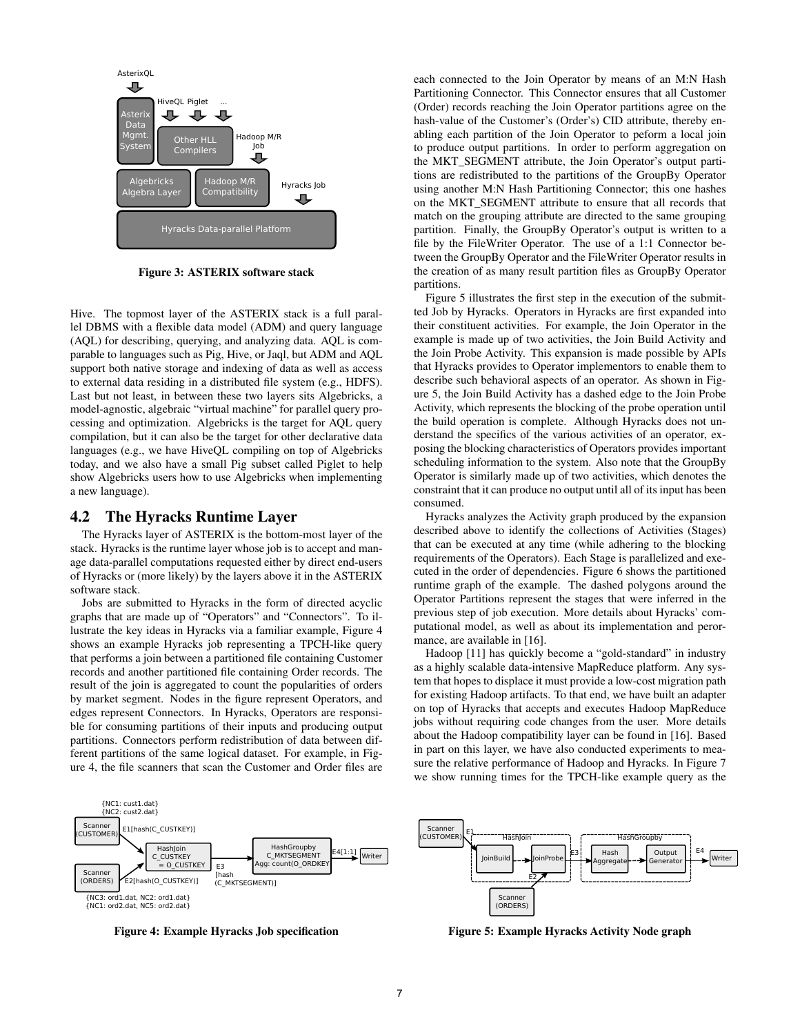Figure 3: ASTERIX software stack

Hive. The topmost layer of the ASTERIX stack is a full parallel DBMS with a flexible data model (ADM) and query language (AQL) for describing, querying, and analyzing data. AQL is comparable to languages such as Pig, Hive, or Jaql, but ADM and AQL support both native storage and indexing of data as well as access to external data residing in a distributed file system (e.g., HDFS). Last but not least, in between these two layers sits Algebricks, a model-agnostic, algebraic "virtual machine" for parallel query processing and optimization. Algebricks is the target for AQL query compilation, but it can also be the target for other declarative data languages (e.g., we have HiveQL compiling on top of Algebricks today, and we also have a small Pig subset called Piglet to help show Algebricks users how to use Algebricks when implementing a new language).

## 4.2 The Hyracks Runtime Layer

The Hyracks layer of ASTERIX is the bottom-most layer of the stack. Hyracks is the runtime layer whose job is to accept and manage data-parallel computations requested either by direct end-users of Hyracks or (more likely) by the layers above it in the ASTERIX software stack.

Jobs are submitted to Hyracks in the form of directed acyclic graphs that are made up of "Operators" and "Connectors". To illustrate the key ideas in Hyracks via a familiar example, Figure 4 shows an example Hyracks job representing a TPCH-like query that performs a join between a partitioned file containing Customer records and another partitioned file containing Order records. The result of the join is aggregated to count the popularities of orders by market segment. Nodes in the figure represent Operators, and edges represent Connectors. In Hyracks, Operators are responsible for consuming partitions of their inputs and producing output partitions. Connectors perform redistribution of data between different partitions of the same logical dataset. For example, in Figure 4, the file scanners that scan the Customer and Order files are each connected to the Join Operator by means of an M:N Hash Partitioning Connector. This Connector ensures that all Customer (Order) records reaching the Join Operator partitions agree on the hash-value of the Customer's (Order's) CID attribute, thereby enabling each partition of the Join Operator to peform a local join to produce output partitions. In order to perform aggregation on the MKT_SEGMENT attribute, the Join Operator's output partitions are redistributed to the partitions of the GroupBy Operator using another M:N Hash Partitioning Connector; this one hashes on the MKT_SEGMENT attribute to ensure that all records that match on the grouping attribute are directed to the same grouping partition. Finally, the GroupBy Operator's output is written to a file by the FileWriter Operator. The use of a 1:1 Connector between the GroupBy Operator and the FileWriter Operator results in the creation of as many result partition files as GroupBy Operator partitions.

Figure 5 illustrates the first step in the execution of the submitted Job by Hyracks. Operators in Hyracks are first expanded into their constituent activities. For example, the Join Operator in the example is made up of two activities, the Join Build Activity and the Join Probe Activity. This expansion is made possible by APIs that Hyracks provides to Operator implementors to enable them to describe such behavioral aspects of an operator. As shown in Figure 5, the Join Build Activity has a dashed edge to the Join Probe Activity, which represents the blocking of the probe operation until the build operation is complete. Although Hyracks does not understand the specifics of the various activities of an operator, exposing the blocking characteristics of Operators provides important scheduling information to the system. Also note that the GroupBy Operator is similarly made up of two activities, which denotes the constraint that it can produce no output until all of its input has been consumed.

Hyracks analyzes the Activity graph produced by the expansion described above to identify the collections of Activities (Stages) that can be executed at any time (while adhering to the blocking requirements of the Operators). Each Stage is parallelized and executed in the order of dependencies. Figure 6 shows the partitioned runtime graph of the example. The dashed polygons around the Operator Partitions represent the stages that were inferred in the previous step of job execution. More details about Hyracks' computational model, as well as about its implementation and perormance, are available in [16].

Hadoop [11] has quickly become a "gold-standard" in industry as a highly scalable data-intensive MapReduce platform. Any system that hopes to displace it must provide a low-cost migration path for existing Hadoop artifacts. To that end, we have built an adapter on top of Hyracks that accepts and executes Hadoop MapReduce jobs without requiring code changes from the user. More details about the Hadoop compatibility layer can be found in [16]. Based in part on this layer, we have also conducted experiments to measure the relative performance of Hadoop and Hyracks. In Figure 7 we show running times for the TPCH-like example query as the

Figure 4: Example Hyracks Job specification

Figure 5: Example Hyracks Activity Node graph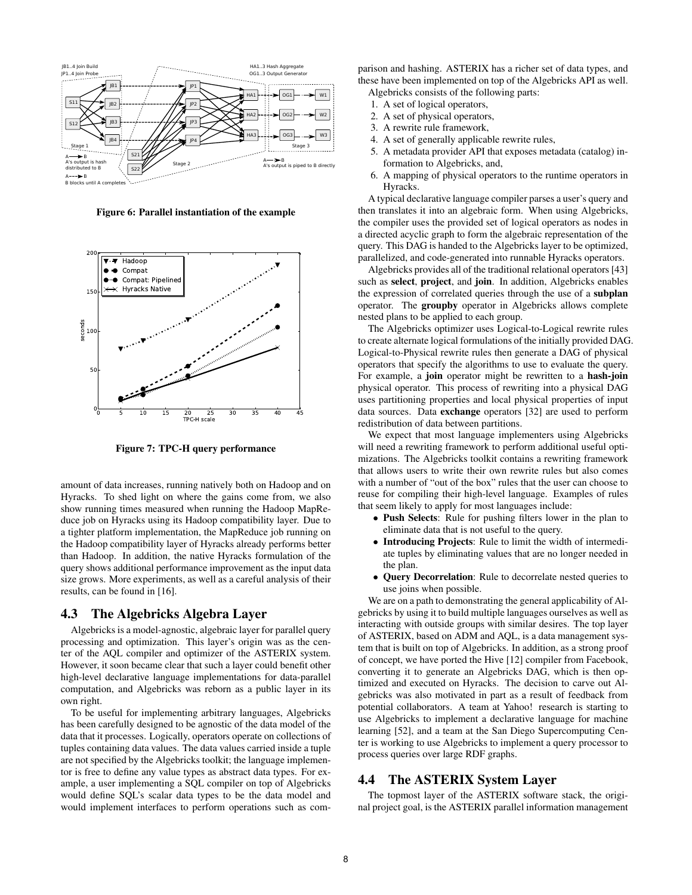JB1..4 Join Build
JP1..4 Join Probe
HA1..3 Hash Aggregate
OG1..3 Output Generator
JB1
JB2
JB3
JB4
S11
S12
Stage 1
A's output is hash distributed to B
B blocks until A completes
S21
S22
Stage 2
JP1
JP2
JP3
JP4
HA1
HA2
HA3
OG1
OG2
OG3
W1
W2
W3
Stage 3
A's output is piped to B directly

**Figure 6: Parallel instantiation of the example**

200
150
100
50
0
seconds
0 5 10 15 20 25 30 35 40 45
TPC-H scale
Hadoop
Compat
Compat: Pipelined
Hyracks Native

**Figure 7: TPC-H query performance**

amount of data increases, running natively both on Hadoop and on Hyracks. To shed light on where the gains come from, we also show running times measured when running the Hadoop MapReduce job on Hyracks using its Hadoop compatibility layer. Due to a tighter platform implementation, the MapReduce job running on the Hadoop compatibility layer of Hyracks already performs better than Hadoop. In addition, the native Hyracks formulation of the query shows additional performance improvement as the input data size grows. More experiments, as well as a careful analysis of their results, can be found in [16].

## 4.3 The Algebricks Algebra Layer

Algebricks is a model-agnostic, algebraic layer for parallel query processing and optimization. This layer's origin was as the center of the AQL compiler and optimizer of the ASTERIX system. However, it soon became clear that such a layer could benefit other high-level declarative language implementations for data-parallel computation, and Algebricks was reborn as a public layer in its own right.

To be useful for implementing arbitrary languages, Algebricks has been carefully designed to be agnostic of the data model of the data that it processes. Logically, operators operate on collections of tuples containing data values. The data values carried inside a tuple are not specified by the Algebricks toolkit; the language implementor is free to define any value types as abstract data types. For example, a user implementing a SQL compiler on top of Algebricks would define SQL's scalar data types to be the data model and would implement interfaces to perform operations such as comparison and hashing. ASTERIX has a richer set of data types, and these have been implemented on top of the Algebricks API as well.

Algebricks consists of the following parts:

1. A set of logical operators,
2. A set of physical operators,
3. A rewrite rule framework,
4. A set of generally applicable rewrite rules,
5. A metadata provider API that exposes metadata (catalog) information to Algebricks, and,
6. A mapping of physical operators to the runtime operators in Hyracks.

A typical declarative language compiler parses a user's query and then translates it into an algebraic form. When using Algebricks, the compiler uses the provided set of logical operators as nodes in a directed acyclic graph to form the algebraic representation of the query. This DAG is handed to the Algebricks layer to be optimized, parallelized, and code-generated into runnable Hyracks operators.

Algebricks provides all of the traditional relational operators [43] such as **select**, **project**, and **join**. In addition, Algebricks enables the expression of correlated queries through the use of a **subplan** operator. The **groupby** operator in Algebricks allows complete nested plans to be applied to each group.

The Algebricks optimizer uses Logical-to-Logical rewrite rules to create alternate logical formulations of the initially provided DAG. Logical-to-Physical rewrite rules then generate a DAG of physical operators that specify the algorithms to use to evaluate the query. For example, a **join** operator might be rewritten to a **hash-join** physical operator. This process of rewriting into a physical DAG uses partitioning properties and local physical properties of input data sources. Data **exchange** operators [32] are used to perform redistribution of data between partitions.

We expect that most language implementers using Algebricks will need a rewriting framework to perform additional useful optimizations. The Algebricks toolkit contains a rewriting framework that allows users to write their own rewrite rules but also comes with a number of "out of the box" rules that the user can choose to reuse for compiling their high-level language. Examples of rules that seem likely to apply for most languages include:

- **Push Selects**: Rule for pushing filters lower in the plan to eliminate data that is not useful to the query.
- **Introducing Projects**: Rule to limit the width of intermediate tuples by eliminating values that are no longer needed in the plan.
- **Query Decorrelation**: Rule to decorrelate nested queries to use joins when possible.

We are on a path to demonstrating the general applicability of Algebricks by using it to build multiple languages ourselves as well as interacting with outside groups with similar desires. The top layer of ASTERIX, based on ADM and AQL, is a data management system that is built on top of Algebricks. In addition, as a strong proof of concept, we have ported the Hive [12] compiler from Facebook, converting it to generate an Algebricks DAG, which is then optimized and executed on Hyracks. The decision to carve out Algebricks was also motivated in part as a result of feedback from potential collaborators. A team at Yahoo! research is starting to use Algebricks to implement a declarative language for machine learning [52], and a team at the San Diego Supercomputing Center is working to use Algebricks to implement a query processor to process queries over large RDF graphs.

## 4.4 The ASTERIX System Layer

The topmost layer of the ASTERIX software stack, the original project goal, is the ASTERIX parallel information management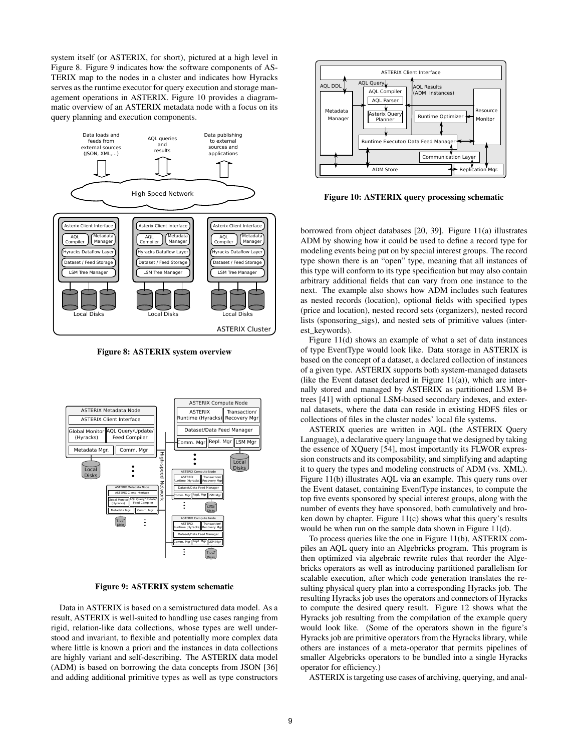system itself (or ASTERIX, for short), pictured at a high level in Figure 8. Figure 9 indicates how the software components of ASTERIX map to the nodes in a cluster and indicates how Hyracks serves as the runtime executor for query execution and storage management operations in ASTERIX. Figure 10 provides a diagrammatic overview of an ASTERIX metadata node with a focus on its query planning and execution components.

**Figure 8: ASTERIX system overview**

**Figure 9: ASTERIX system schematic**

Data in ASTERIX is based on a semistructured data model. As a result, ASTERIX is well-suited to handling use cases ranging from rigid, relation-like data collections, whose types are well understood and invariant, to flexible and potentially more complex data where little is known a priori and the instances in data collections are highly variant and self-describing. The ASTERIX data model (ADM) is based on borrowing the data concepts from JSON [36] and adding additional primitive types as well as type constructors borrowed from object databases [20, 39]. Figure 11(a) illustrates ADM by showing how it could be used to define a record type for modeling events being put on by special interest groups. The record type shown there is an "open" type, meaning that all instances of this type will conform to its type specification but may also contain arbitrary additional fields that can vary from one instance to the next. The example also shows how ADM includes such features as nested records (location), optional fields with specified types (price and location), nested record sets (organizers), nested record lists (sponsoring_sigs), and nested sets of primitive values (interest_keywords).

**Figure 10: ASTERIX query processing schematic**

Figure 11(d) shows an example of what a set of data instances of type EventType would look like. Data storage in ASTERIX is based on the concept of a dataset, a declared collection of instances of a given type. ASTERIX supports both system-managed datasets (like the Event dataset declared in Figure 11(a)), which are internally stored and managed by ASTERIX as partitioned LSM B+ trees [41] with optional LSM-based secondary indexes, and external datasets, where the data can reside in existing HDFS files or collections of files in the cluster nodes' local file systems.

ASTERIX queries are written in AQL (the ASTERIX Query Language), a declarative query language that we designed by taking the essence of XQuery [54], most importantly its FLWOR expression constructs and its composability, and simplifying and adapting it to query the types and modeling constructs of ADM (vs. XML). Figure 11(b) illustrates AQL via an example. This query runs over the Event dataset, containing EventType instances, to compute the top five events sponsored by special interest groups, along with the number of events they have sponsored, both cumulatively and broken down by chapter. Figure 11(c) shows what this query's results would be when run on the sample data shown in Figure 11(d).

To process queries like the one in Figure 11(b), ASTERIX compiles an AQL query into an Algebricks program. This program is then optimized via algebraic rewrite rules that reorder the Algebricks operators as well as introducing partitioned parallelism for scalable execution, after which code generation translates the resulting physical query plan into a corresponding Hyracks job. The resulting Hyracks job uses the operators and connectors of Hyracks to compute the desired query result. Figure 12 shows what the Hyracks job resulting from the compilation of the example query would look like. (Some of the operators shown in the figure's Hyracks job are primitive operators from the Hyracks library, while others are instances of a meta-operator that permits pipelines of smaller Algebricks operators to be bundled into a single Hyracks operator for efficiency.)

ASTERIX is targeting use cases of archiving, querying, and anal-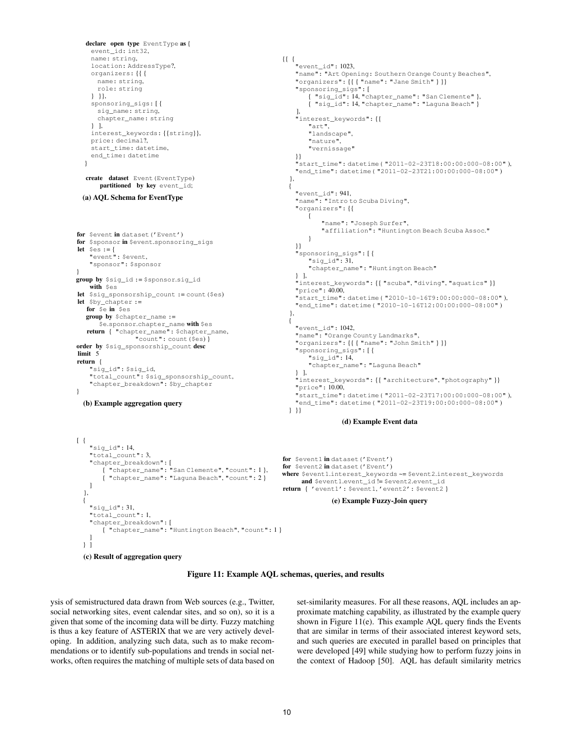```
declare open type EventType as {
  event_id: int32,
  name: string,
  location: AddressType?,
  organizers: {{ {
    name: string,
    role: string
  } }},
  sponsoring_sigs: [ {
    sig_name: string,
    chapter_name: string
  } ],
  interest_keywords: {{string}},
  price: decimal?,
  start_time: datetime,
  end_time: datetime
}

create dataset Event(EventType)
    partitioned by key event_id;
```

**(a) AQL Schema for EventType**

```
for $event in dataset('Event')
for $sponsor in $event.sponsoring_sigs
let $es := {
    "event": $event,
    "sponsor": $sponsor
}
group by $sig_id := $sponsor.sig_id
    with $es
let $sig_sponsorship_count := count($es)
let $by_chapter :=
   for $e in $es
   group by $chapter_name :=
       $e.sponsor.chapter_name with $es
   return { "chapter_name": $chapter_name,
                "count": count($es) }
order by $sig_sponsorship_count desc
limit 5
return {
    "sig_id": $sig_id,
    "total_count": $sig_sponsorship_count,
    "chapter_breakdown": $by_chapter
}
```

**(b) Example aggregation query**

```
[ {
    "sig_id": 14,
    "total_count": 3,
    "chapter_breakdown": [
        { "chapter_name": "San Clemente", "count": 1 },
        { "chapter_name": "Laguna Beach", "count": 2 }
    ]
  },
  {
    "sig_id": 31,
    "total_count": 1,
    "chapter_breakdown": [
        { "chapter_name": "Huntington Beach", "count": 1 }
    ]
  } ]
```

**(c) Result of aggregation query**

```
{{ {
    "event_id": 1023,
    "name": "Art Opening: Southern Orange County Beaches",
    "organizers": {{ { "name": "Jane Smith" } }}
    "sponsoring_sigs": [
        { "sig_id": 14, "chapter_name": "San Clemente" },
        { "sig_id": 14, "chapter_name": "Laguna Beach" }
    ],
    "interest_keywords": {{
        "art",
        "landscape",
        "nature",
        "vernissage"
    }}
    "start_time": datetime("2011-02-23T18:00:00:000-08:00"),
    "end_time": datetime("2011-02-23T21:00:00:000-08:00")
  },
  {
    "event_id": 941,
    "name": "Intro to Scuba Diving",
    "organizers": {{
        {
            "name": "Joseph Surfer",
            "affiliation": "Huntington Beach Scuba Assoc."
        }
    }}
    "sponsoring_sigs": [ {
        "sig_id": 31,
        "chapter_name": "Huntington Beach"
    } ],
    "interest_keywords": {{ "scuba", "diving", "aquatics" }}
    "price": 40.00,
    "start_time": datetime("2010-10-16T9:00:00:000-08:00"),
    "end_time": datetime("2010-10-16T12:00:00:000-08:00")
  },
  {
    "event_id": 1042,
    "name": "Orange County Landmarks",
    "organizers": {{ { "name": "John Smith" } }}
    "sponsoring_sigs": [ {
        "sig_id": 14,
        "chapter_name": "Laguna Beach"
    } ],
    "interest_keywords": {{ "architecture", "photography" }}
    "price": 10.00,
    "start_time": datetime("2011-02-23T17:00:00:000-08:00"),
    "end_time": datetime("2011-02-23T19:00:00:000-08:00")
  } }}
```

**(d) Example Event data**

```
for $event1 in dataset('Event')
for $event2 in dataset('Event')
where $event1.interest_keywords ~= $event2.interest_keywords
    and $event1.event_id != $event2.event_id
return { 'event1': $event1, 'event2': $event2 }
```

**(e) Example Fuzzy-Join query**

**Figure 11: Example AQL schemas, queries, and results**

ysis of semistructured data drawn from Web sources (e.g., Twitter, social networking sites, event calendar sites, and so on), so it is a given that some of the incoming data will be dirty. Fuzzy matching is thus a key feature of ASTERIX that we are very actively developing. In addition, analyzing such data, such as to make recommendations or to identify sub-populations and trends in social networks, often requires the matching of multiple sets of data based on set-similarity measures. For all these reasons, AQL includes an approximate matching capability, as illustrated by the example query shown in Figure 11(e). This example AQL query finds the Events that are similar in terms of their associated interest keyword sets, and such queries are executed in parallel based on principles that were developed [49] while studying how to perform fuzzy joins in the context of Hadoop [50]. AQL has default similarity metrics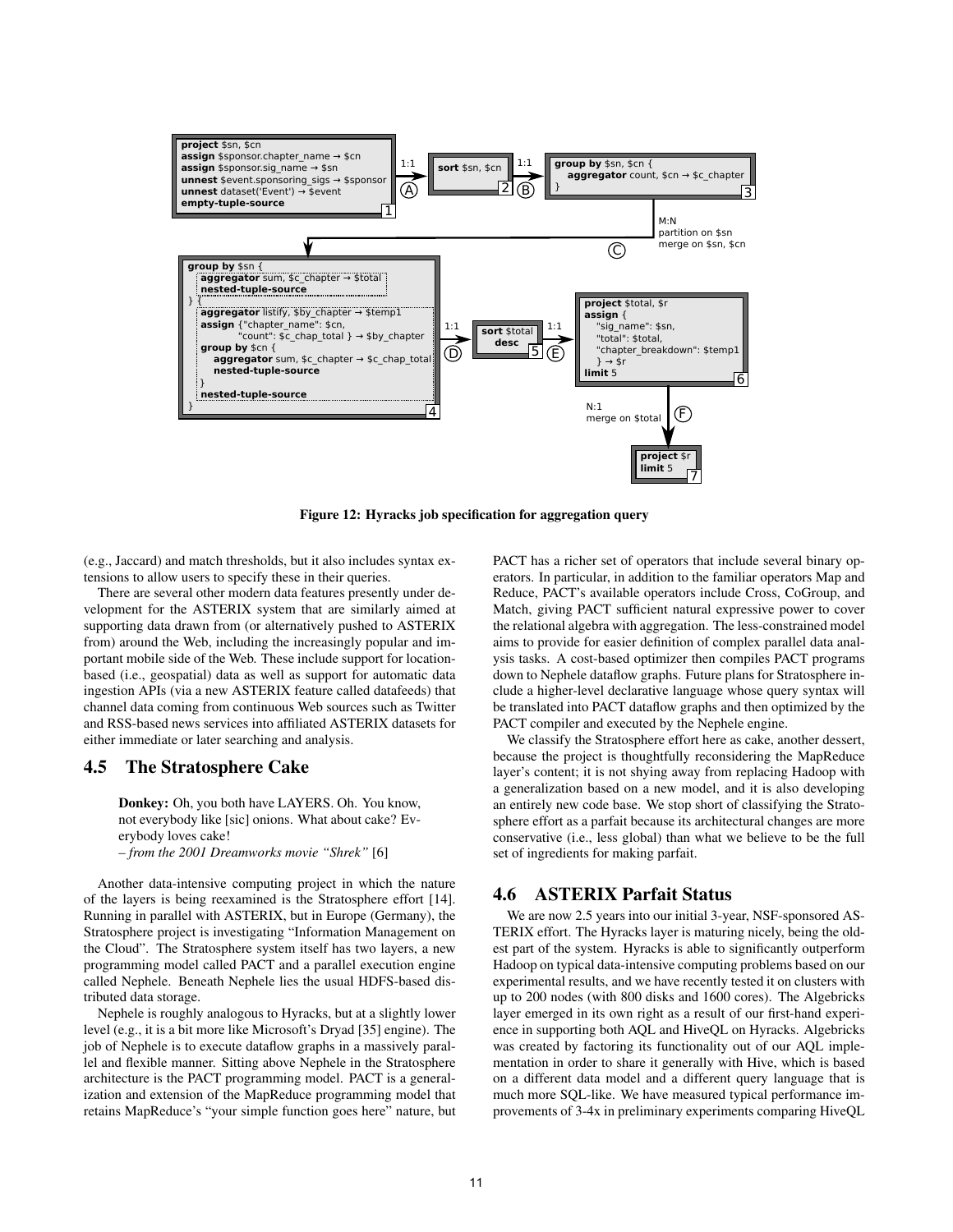**Figure 12: Hyracks job specification for aggregation query**

(e.g., Jaccard) and match thresholds, but it also includes syntax extensions to allow users to specify these in their queries.

There are several other modern data features presently under development for the ASTERIX system that are similarly aimed at supporting data drawn from (or alternatively pushed to ASTERIX from) around the Web, including the increasingly popular and important mobile side of the Web. These include support for location-based (i.e., geospatial) data as well as support for automatic data ingestion APIs (via a new ASTERIX feature called datafeeds) that channel data coming from continuous Web sources such as Twitter and RSS-based news services into affiliated ASTERIX datasets for either immediate or later searching and analysis.

## 4.5 The Stratosphere Cake

> **Donkey:** Oh, you both have LAYERS. Oh. You know, not everybody like [sic] onions. What about cake? Everybody loves cake!
> – *from the 2001 Dreamworks movie "Shrek"* [6]

Another data-intensive computing project in which the nature of the layers is being reexamined is the Stratosphere effort [14]. Running in parallel with ASTERIX, but in Europe (Germany), the Stratosphere project is investigating "Information Management on the Cloud". The Stratosphere system itself has two layers, a new programming model called PACT and a parallel execution engine called Nephele. Beneath Nephele lies the usual HDFS-based distributed data storage.

Nephele is roughly analogous to Hyracks, but at a slightly lower level (e.g., it is a bit more like Microsoft's Dryad [35] engine). The job of Nephele is to execute dataflow graphs in a massively parallel and flexible manner. Sitting above Nephele in the Stratosphere architecture is the PACT programming model. PACT is a generalization and extension of the MapReduce programming model that retains MapReduce's "your simple function goes here" nature, but PACT has a richer set of operators that include several binary operators. In particular, in addition to the familiar operators Map and Reduce, PACT's available operators include Cross, CoGroup, and Match, giving PACT sufficient natural expressive power to cover the relational algebra with aggregation. The less-constrained model aims to provide for easier definition of complex parallel data analysis tasks. A cost-based optimizer then compiles PACT programs down to Nephele dataflow graphs. Future plans for Stratosphere include a higher-level declarative language whose query syntax will be translated into PACT dataflow graphs and then optimized by the PACT compiler and executed by the Nephele engine.

We classify the Stratosphere effort here as cake, another dessert, because the project is thoughtfully reconsidering the MapReduce layer's content; it is not shying away from replacing Hadoop with a generalization based on a new model, and it is also developing an entirely new code base. We stop short of classifying the Stratosphere effort as a parfait because its architectural changes are more conservative (i.e., less global) than what we believe to be the full set of ingredients for making parfait.

## 4.6 ASTERIX Parfait Status

We are now 2.5 years into our initial 3-year, NSF-sponsored ASTERIX effort. The Hyracks layer is maturing nicely, being the oldest part of the system. Hyracks is able to significantly outperform Hadoop on typical data-intensive computing problems based on our experimental results, and we have recently tested it on clusters with up to 200 nodes (with 800 disks and 1600 cores). The Algebricks layer emerged in its own right as a result of our first-hand experience in supporting both AQL and HiveQL on Hyracks. Algebricks was created by factoring its functionality out of our AQL implementation in order to share it generally with Hive, which is based on a different data model and a different query language that is much more SQL-like. We have measured typical performance improvements of 3-4x in preliminary experiments comparing HiveQL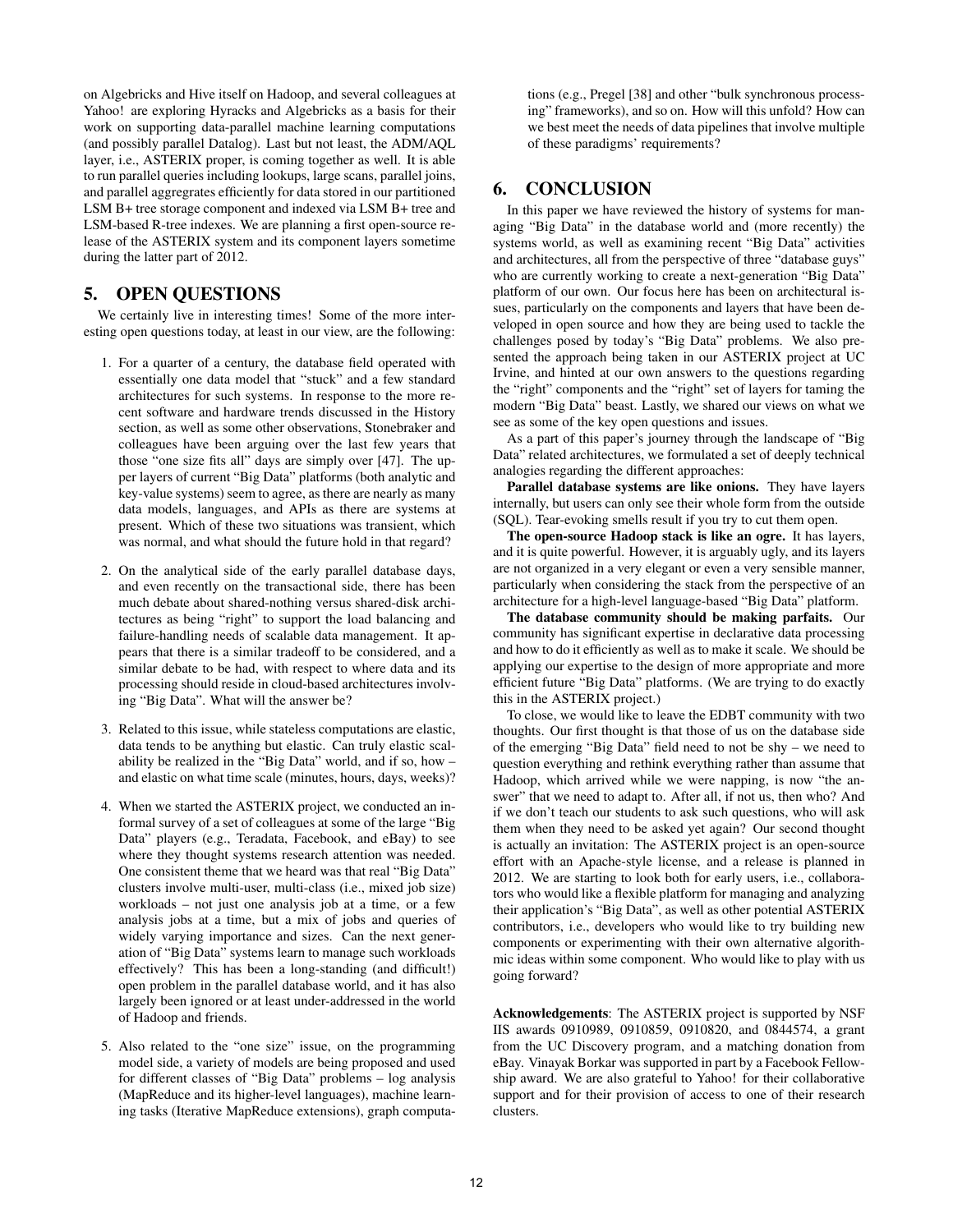on Algebricks and Hive itself on Hadoop, and several colleagues at Yahoo! are exploring Hyracks and Algebricks as a basis for their work on supporting data-parallel machine learning computations (and possibly parallel Datalog). Last but not least, the ADM/AQL layer, i.e., ASTERIX proper, is coming together as well. It is able to run parallel queries including lookups, large scans, parallel joins, and parallel aggregrates efficiently for data stored in our partitioned LSM B+ tree storage component and indexed via LSM B+ tree and LSM-based R-tree indexes. We are planning a first open-source release of the ASTERIX system and its component layers sometime during the latter part of 2012.

## 5. OPEN QUESTIONS

We certainly live in interesting times! Some of the more interesting open questions today, at least in our view, are the following:

1. For a quarter of a century, the database field operated with essentially one data model that "stuck" and a few standard architectures for such systems. In response to the more recent software and hardware trends discussed in the History section, as well as some other observations, Stonebraker and colleagues have been arguing over the last few years that those "one size fits all" days are simply over [47]. The upper layers of current "Big Data" platforms (both analytic and key-value systems) seem to agree, as there are nearly as many data models, languages, and APIs as there are systems at present. Which of these two situations was transient, which was normal, and what should the future hold in that regard?

2. On the analytical side of the early parallel database days, and even recently on the transactional side, there has been much debate about shared-nothing versus shared-disk architectures as being "right" to support the load balancing and failure-handling needs of scalable data management. It appears that there is a similar tradeoff to be considered, and a similar debate to be had, with respect to where data and its processing should reside in cloud-based architectures involving "Big Data". What will the answer be?

3. Related to this issue, while stateless computations are elastic, data tends to be anything but elastic. Can truly elastic scalability be realized in the "Big Data" world, and if so, how – and elastic on what time scale (minutes, hours, days, weeks)?

4. When we started the ASTERIX project, we conducted an informal survey of a set of colleagues at some of the large "Big Data" players (e.g., Teradata, Facebook, and eBay) to see where they thought systems research attention was needed. One consistent theme that we heard was that real "Big Data" clusters involve multi-user, multi-class (i.e., mixed job size) workloads – not just one analysis job at a time, or a few analysis jobs at a time, but a mix of jobs and queries of widely varying importance and sizes. Can the next generation of "Big Data" systems learn to manage such workloads effectively? This has been a long-standing (and difficult!) open problem in the parallel database world, and it has also largely been ignored or at least under-addressed in the world of Hadoop and friends.

5. Also related to the "one size" issue, on the programming model side, a variety of models are being proposed and used for different classes of "Big Data" problems – log analysis (MapReduce and its higher-level languages), machine learning tasks (Iterative MapReduce extensions), graph computations (e.g., Pregel [38] and other "bulk synchronous processing" frameworks), and so on. How will this unfold? How can we best meet the needs of data pipelines that involve multiple of these paradigms' requirements?

## 6. CONCLUSION

In this paper we have reviewed the history of systems for managing "Big Data" in the database world and (more recently) the systems world, as well as examining recent "Big Data" activities and architectures, all from the perspective of three "database guys" who are currently working to create a next-generation "Big Data" platform of our own. Our focus here has been on architectural issues, particularly on the components and layers that have been developed in open source and how they are being used to tackle the challenges posed by today's "Big Data" problems. We also presented the approach being taken in our ASTERIX project at UC Irvine, and hinted at our own answers to the questions regarding the "right" components and the "right" set of layers for taming the modern "Big Data" beast. Lastly, we shared our views on what we see as some of the key open questions and issues.

As a part of this paper's journey through the landscape of "Big Data" related architectures, we formulated a set of deeply technical analogies regarding the different approaches:

**Parallel database systems are like onions.** They have layers internally, but users can only see their whole form from the outside (SQL). Tear-evoking smells result if you try to cut them open.

**The open-source Hadoop stack is like an ogre.** It has layers, and it is quite powerful. However, it is arguably ugly, and its layers are not organized in a very elegant or even a very sensible manner, particularly when considering the stack from the perspective of an architecture for a high-level language-based "Big Data" platform.

**The database community should be making parfaits.** Our community has significant expertise in declarative data processing and how to do it efficiently as well as to make it scale. We should be applying our expertise to the design of more appropriate and more efficient future "Big Data" platforms. (We are trying to do exactly this in the ASTERIX project.)

To close, we would like to leave the EDBT community with two thoughts. Our first thought is that those of us on the database side of the emerging "Big Data" field need to not be shy – we need to question everything and rethink everything rather than assume that Hadoop, which arrived while we were napping, is now "the answer" that we need to adapt to. After all, if not us, then who? And if we don't teach our students to ask such questions, who will ask them when they need to be asked yet again? Our second thought is actually an invitation: The ASTERIX project is an open-source effort with an Apache-style license, and a release is planned in 2012. We are starting to look both for early users, i.e., collaborators who would like a flexible platform for managing and analyzing their application's "Big Data", as well as other potential ASTERIX contributors, i.e., developers who would like to try building new components or experimenting with their own alternative algorithmic ideas within some component. Who would like to play with us going forward?

**Acknowledgements**: The ASTERIX project is supported by NSF IIS awards 0910989, 0910859, 0910820, and 0844574, a grant from the UC Discovery program, and a matching donation from eBay. Vinayak Borkar was supported in part by a Facebook Fellowship award. We are also grateful to Yahoo! for their collaborative support and for their provision of access to one of their research clusters.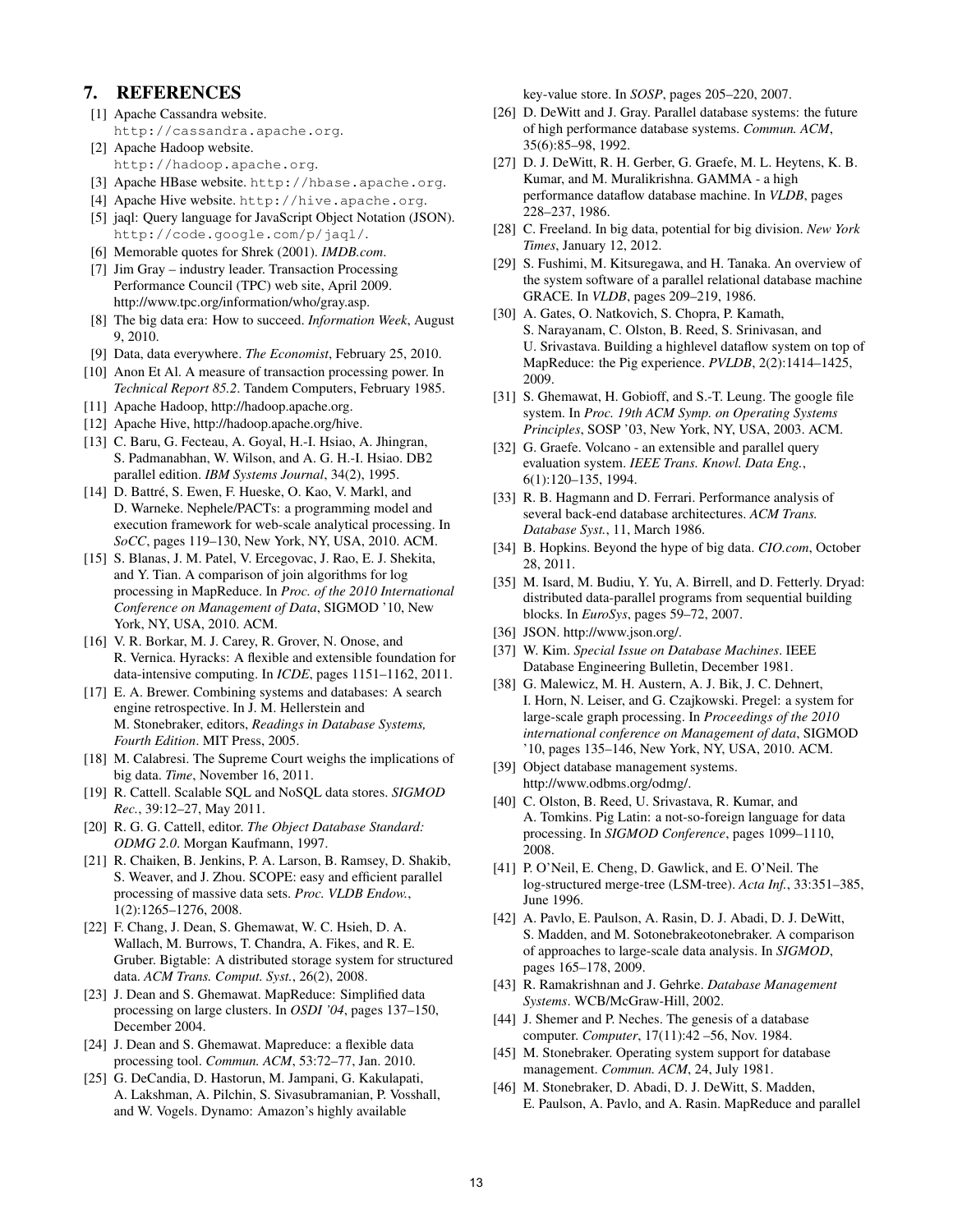## 7. REFERENCES

[1] Apache Cassandra website. http://cassandra.apache.org.

[2] Apache Hadoop website. http://hadoop.apache.org.

[3] Apache HBase website. http://hbase.apache.org.

[4] Apache Hive website. http://hive.apache.org.

[5] jaql: Query language for JavaScript Object Notation (JSON). http://code.google.com/p/jaql/.

[6] Memorable quotes for Shrek (2001). *IMDB.com*.

[7] Jim Gray – industry leader. Transaction Processing Performance Council (TPC) web site, April 2009. http://www.tpc.org/information/who/gray.asp.

[8] The big data era: How to succeed. *Information Week*, August 9, 2010.

[9] Data, data everywhere. *The Economist*, February 25, 2010.

[10] Anon Et Al. A measure of transaction processing power. In *Technical Report 85.2*. Tandem Computers, February 1985.

[11] Apache Hadoop, http://hadoop.apache.org.

[12] Apache Hive, http://hadoop.apache.org/hive.

[13] C. Baru, G. Fecteau, A. Goyal, H.-I. Hsiao, A. Jhingran, S. Padmanabhan, W. Wilson, and A. G. H.-I. Hsiao. DB2 parallel edition. *IBM Systems Journal*, 34(2), 1995.

[14] D. Battré, S. Ewen, F. Hueske, O. Kao, V. Markl, and D. Warneke. Nephele/PACTs: a programming model and execution framework for web-scale analytical processing. In *SoCC*, pages 119–130, New York, NY, USA, 2010. ACM.

[15] S. Blanas, J. M. Patel, V. Ercegovac, J. Rao, E. J. Shekita, and Y. Tian. A comparison of join algorithms for log processing in MapReduce. In *Proc. of the 2010 International Conference on Management of Data*, SIGMOD '10, New York, NY, USA, 2010. ACM.

[16] V. R. Borkar, M. J. Carey, R. Grover, N. Onose, and R. Vernica. Hyracks: A flexible and extensible foundation for data-intensive computing. In *ICDE*, pages 1151–1162, 2011.

[17] E. A. Brewer. Combining systems and databases: A search engine retrospective. In J. M. Hellerstein and M. Stonebraker, editors, *Readings in Database Systems, Fourth Edition*. MIT Press, 2005.

[18] M. Calabresi. The Supreme Court weighs the implications of big data. *Time*, November 16, 2011.

[19] R. Cattell. Scalable SQL and NoSQL data stores. *SIGMOD Rec.*, 39:12–27, May 2011.

[20] R. G. G. Cattell, editor. *The Object Database Standard: ODMG 2.0*. Morgan Kaufmann, 1997.

[21] R. Chaiken, B. Jenkins, P. A. Larson, B. Ramsey, D. Shakib, S. Weaver, and J. Zhou. SCOPE: easy and efficient parallel processing of massive data sets. *Proc. VLDB Endow.*, 1(2):1265–1276, 2008.

[22] F. Chang, J. Dean, S. Ghemawat, W. C. Hsieh, D. A. Wallach, M. Burrows, T. Chandra, A. Fikes, and R. E. Gruber. Bigtable: A distributed storage system for structured data. *ACM Trans. Comput. Syst.*, 26(2), 2008.

[23] J. Dean and S. Ghemawat. MapReduce: Simplified data processing on large clusters. In *OSDI '04*, pages 137–150, December 2004.

[24] J. Dean and S. Ghemawat. Mapreduce: a flexible data processing tool. *Commun. ACM*, 53:72–77, Jan. 2010.

[25] G. DeCandia, D. Hastorun, M. Jampani, G. Kakulapati, A. Lakshman, A. Pilchin, S. Sivasubramanian, P. Vosshall, and W. Vogels. Dynamo: Amazon's highly available key-value store. In *SOSP*, pages 205–220, 2007.

[26] D. DeWitt and J. Gray. Parallel database systems: the future of high performance database systems. *Commun. ACM*, 35(6):85–98, 1992.

[27] D. J. DeWitt, R. H. Gerber, G. Graefe, M. L. Heytens, K. B. Kumar, and M. Muralikrishna. GAMMA - a high performance dataflow database machine. In *VLDB*, pages 228–237, 1986.

[28] C. Freeland. In big data, potential for big division. *New York Times*, January 12, 2012.

[29] S. Fushimi, M. Kitsuregawa, and H. Tanaka. An overview of the system software of a parallel relational database machine GRACE. In *VLDB*, pages 209–219, 1986.

[30] A. Gates, O. Natkovich, S. Chopra, P. Kamath, S. Narayanam, C. Olston, B. Reed, S. Srinivasan, and U. Srivastava. Building a highlevel dataflow system on top of MapReduce: the Pig experience. *PVLDB*, 2(2):1414–1425, 2009.

[31] S. Ghemawat, H. Gobioff, and S.-T. Leung. The google file system. In *Proc. 19th ACM Symp. on Operating Systems Principles*, SOSP '03, New York, NY, USA, 2003. ACM.

[32] G. Graefe. Volcano - an extensible and parallel query evaluation system. *IEEE Trans. Knowl. Data Eng.*, 6(1):120–135, 1994.

[33] R. B. Hagmann and D. Ferrari. Performance analysis of several back-end database architectures. *ACM Trans. Database Syst.*, 11, March 1986.

[34] B. Hopkins. Beyond the hype of big data. *CIO.com*, October 28, 2011.

[35] M. Isard, M. Budiu, Y. Yu, A. Birrell, and D. Fetterly. Dryad: distributed data-parallel programs from sequential building blocks. In *EuroSys*, pages 59–72, 2007.

[36] JSON. http://www.json.org/.

[37] W. Kim. *Special Issue on Database Machines*. IEEE Database Engineering Bulletin, December 1981.

[38] G. Malewicz, M. H. Austern, A. J. Bik, J. C. Dehnert, I. Horn, N. Leiser, and G. Czajkowski. Pregel: a system for large-scale graph processing. In *Proceedings of the 2010 international conference on Management of data*, SIGMOD '10, pages 135–146, New York, NY, USA, 2010. ACM.

[39] Object database management systems. http://www.odbms.org/odmg/.

[40] C. Olston, B. Reed, U. Srivastava, R. Kumar, and A. Tomkins. Pig Latin: a not-so-foreign language for data processing. In *SIGMOD Conference*, pages 1099–1110, 2008.

[41] P. O'Neil, E. Cheng, D. Gawlick, and E. O'Neil. The log-structured merge-tree (LSM-tree). *Acta Inf.*, 33:351–385, June 1996.

[42] A. Pavlo, E. Paulson, A. Rasin, D. J. Abadi, D. J. DeWitt, S. Madden, and M. Sotonebrakeotonebraker. A comparison of approaches to large-scale data analysis. In *SIGMOD*, pages 165–178, 2009.

[43] R. Ramakrishnan and J. Gehrke. *Database Management Systems*. WCB/McGraw-Hill, 2002.

[44] J. Shemer and P. Neches. The genesis of a database computer. *Computer*, 17(11):42 –56, Nov. 1984.

[45] M. Stonebraker. Operating system support for database management. *Commun. ACM*, 24, July 1981.

[46] M. Stonebraker, D. Abadi, D. J. DeWitt, S. Madden, E. Paulson, A. Pavlo, and A. Rasin. MapReduce and parallel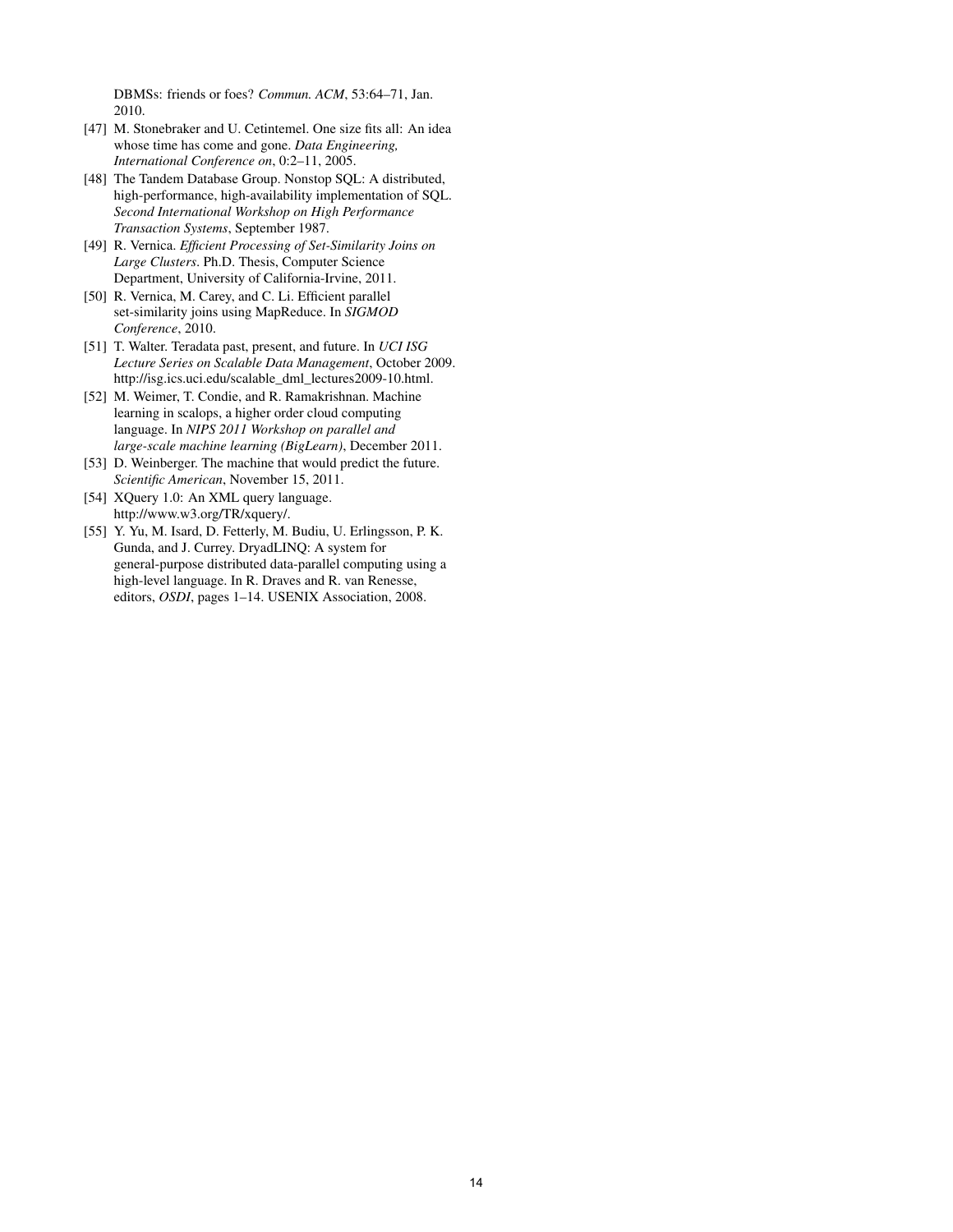DBMSs: friends or foes? *Commun. ACM*, 53:64–71, Jan. 2010.

- [47] M. Stonebraker and U. Cetintemel. One size fits all: An idea whose time has come and gone. *Data Engineering, International Conference on*, 0:2–11, 2005.
- [48] The Tandem Database Group. Nonstop SQL: A distributed, high-performance, high-availability implementation of SQL. *Second International Workshop on High Performance Transaction Systems*, September 1987.
- [49] R. Vernica. *Efficient Processing of Set-Similarity Joins on Large Clusters*. Ph.D. Thesis, Computer Science Department, University of California-Irvine, 2011.
- [50] R. Vernica, M. Carey, and C. Li. Efficient parallel set-similarity joins using MapReduce. In *SIGMOD Conference*, 2010.
- [51] T. Walter. Teradata past, present, and future. In *UCI ISG Lecture Series on Scalable Data Management*, October 2009. http://isg.ics.uci.edu/scalable_dml_lectures2009-10.html.
- [52] M. Weimer, T. Condie, and R. Ramakrishnan. Machine learning in scalops, a higher order cloud computing language. In *NIPS 2011 Workshop on parallel and large-scale machine learning (BigLearn)*, December 2011.
- [53] D. Weinberger. The machine that would predict the future. *Scientific American*, November 15, 2011.
- [54] XQuery 1.0: An XML query language. http://www.w3.org/TR/xquery/.
- [55] Y. Yu, M. Isard, D. Fetterly, M. Budiu, U. Erlingsson, P. K. Gunda, and J. Currey. DryadLINQ: A system for general-purpose distributed data-parallel computing using a high-level language. In R. Draves and R. van Renesse, editors, *OSDI*, pages 1–14. USENIX Association, 2008.